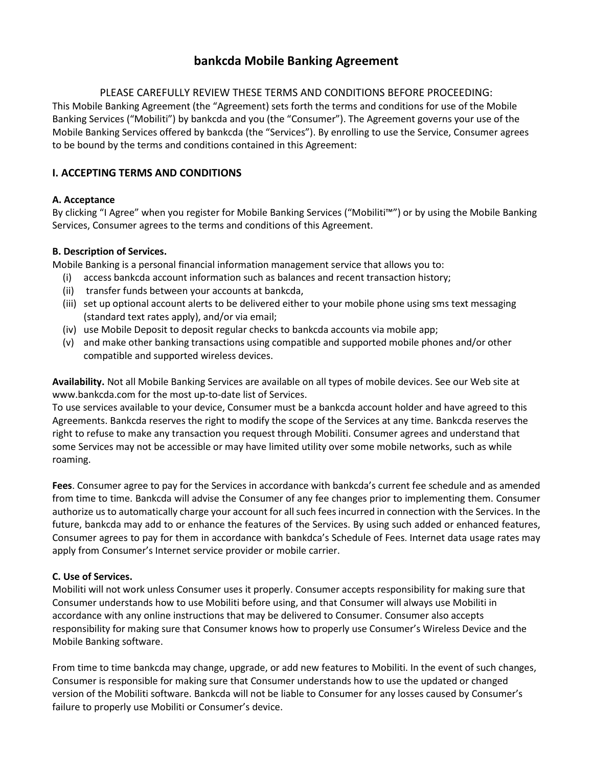# bankcda Mobile Banking Agreement

PLEASE CAREFULLY REVIEW THESE TERMS AND CONDITIONS BEFORE PROCEEDING:

This Mobile Banking Agreement (the "Agreement) sets forth the terms and conditions for use of the Mobile Banking Services ("Mobiliti") by bankcda and you (the "Consumer"). The Agreement governs your use of the Mobile Banking Services offered by bankcda (the "Services"). By enrolling to use the Service, Consumer agrees to be bound by the terms and conditions contained in this Agreement:

## I. ACCEPTING TERMS AND CONDITIONS

### A. Acceptance

By clicking "I Agree" when you register for Mobile Banking Services ("Mobiliti™") or by using the Mobile Banking Services, Consumer agrees to the terms and conditions of this Agreement.

### B. Description of Services.

Mobile Banking is a personal financial information management service that allows you to:

(i) access bankcda account information such as balances and recent transaction history;
(ii) transfer funds between your accounts at bankcda,
(iii) set up optional account alerts to be delivered either to your mobile phone using sms text messaging (standard text rates apply), and/or via email;
(iv) use Mobile Deposit to deposit regular checks to bankcda accounts via mobile app;
(v) and make other banking transactions using compatible and supported mobile phones and/or other compatible and supported wireless devices.

**Availability.** Not all Mobile Banking Services are available on all types of mobile devices. See our Web site at www.bankcda.com for the most up-to-date list of Services.

To use services available to your device, Consumer must be a bankcda account holder and have agreed to this Agreements. Bankcda reserves the right to modify the scope of the Services at any time. Bankcda reserves the right to refuse to make any transaction you request through Mobiliti. Consumer agrees and understand that some Services may not be accessible or may have limited utility over some mobile networks, such as while roaming.

**Fees**. Consumer agree to pay for the Services in accordance with bankcda's current fee schedule and as amended from time to time. Bankcda will advise the Consumer of any fee changes prior to implementing them. Consumer authorize us to automatically charge your account for all such fees incurred in connection with the Services. In the future, bankcda may add to or enhance the features of the Services. By using such added or enhanced features, Consumer agrees to pay for them in accordance with bankdca's Schedule of Fees. Internet data usage rates may apply from Consumer's Internet service provider or mobile carrier.

### C. Use of Services.

Mobiliti will not work unless Consumer uses it properly. Consumer accepts responsibility for making sure that Consumer understands how to use Mobiliti before using, and that Consumer will always use Mobiliti in accordance with any online instructions that may be delivered to Consumer. Consumer also accepts responsibility for making sure that Consumer knows how to properly use Consumer's Wireless Device and the Mobile Banking software.

From time to time bankcda may change, upgrade, or add new features to Mobiliti. In the event of such changes, Consumer is responsible for making sure that Consumer understands how to use the updated or changed version of the Mobiliti software. Bankcda will not be liable to Consumer for any losses caused by Consumer's failure to properly use Mobiliti or Consumer's device.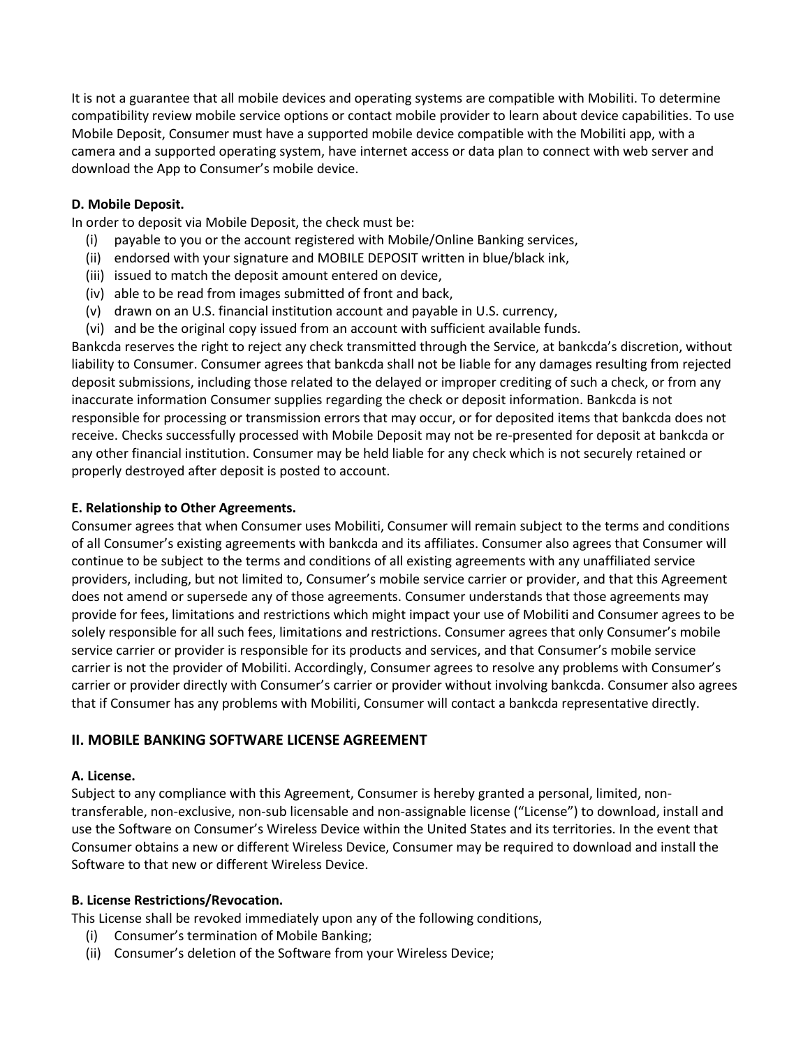It is not a guarantee that all mobile devices and operating systems are compatible with Mobiliti. To determine compatibility review mobile service options or contact mobile provider to learn about device capabilities. To use Mobile Deposit, Consumer must have a supported mobile device compatible with the Mobiliti app, with a camera and a supported operating system, have internet access or data plan to connect with web server and download the App to Consumer's mobile device.

**D. Mobile Deposit.**

In order to deposit via Mobile Deposit, the check must be:

(i) payable to you or the account registered with Mobile/Online Banking services,
(ii) endorsed with your signature and MOBILE DEPOSIT written in blue/black ink,
(iii) issued to match the deposit amount entered on device,
(iv) able to be read from images submitted of front and back,
(v) drawn on an U.S. financial institution account and payable in U.S. currency,
(vi) and be the original copy issued from an account with sufficient available funds.

Bankcda reserves the right to reject any check transmitted through the Service, at bankcda's discretion, without liability to Consumer. Consumer agrees that bankcda shall not be liable for any damages resulting from rejected deposit submissions, including those related to the delayed or improper crediting of such a check, or from any inaccurate information Consumer supplies regarding the check or deposit information. Bankcda is not responsible for processing or transmission errors that may occur, or for deposited items that bankcda does not receive. Checks successfully processed with Mobile Deposit may not be re-presented for deposit at bankcda or any other financial institution. Consumer may be held liable for any check which is not securely retained or properly destroyed after deposit is posted to account.

**E. Relationship to Other Agreements.**

Consumer agrees that when Consumer uses Mobiliti, Consumer will remain subject to the terms and conditions of all Consumer's existing agreements with bankcda and its affiliates. Consumer also agrees that Consumer will continue to be subject to the terms and conditions of all existing agreements with any unaffiliated service providers, including, but not limited to, Consumer's mobile service carrier or provider, and that this Agreement does not amend or supersede any of those agreements. Consumer understands that those agreements may provide for fees, limitations and restrictions which might impact your use of Mobiliti and Consumer agrees to be solely responsible for all such fees, limitations and restrictions. Consumer agrees that only Consumer's mobile service carrier or provider is responsible for its products and services, and that Consumer's mobile service carrier is not the provider of Mobiliti. Accordingly, Consumer agrees to resolve any problems with Consumer's carrier or provider directly with Consumer's carrier or provider without involving bankcda. Consumer also agrees that if Consumer has any problems with Mobiliti, Consumer will contact a bankcda representative directly.

## II. MOBILE BANKING SOFTWARE LICENSE AGREEMENT

**A. License.**

Subject to any compliance with this Agreement, Consumer is hereby granted a personal, limited, non-transferable, non-exclusive, non-sub licensable and non-assignable license ("License") to download, install and use the Software on Consumer's Wireless Device within the United States and its territories. In the event that Consumer obtains a new or different Wireless Device, Consumer may be required to download and install the Software to that new or different Wireless Device.

**B. License Restrictions/Revocation.**

This License shall be revoked immediately upon any of the following conditions,

(i) Consumer's termination of Mobile Banking;
(ii) Consumer's deletion of the Software from your Wireless Device;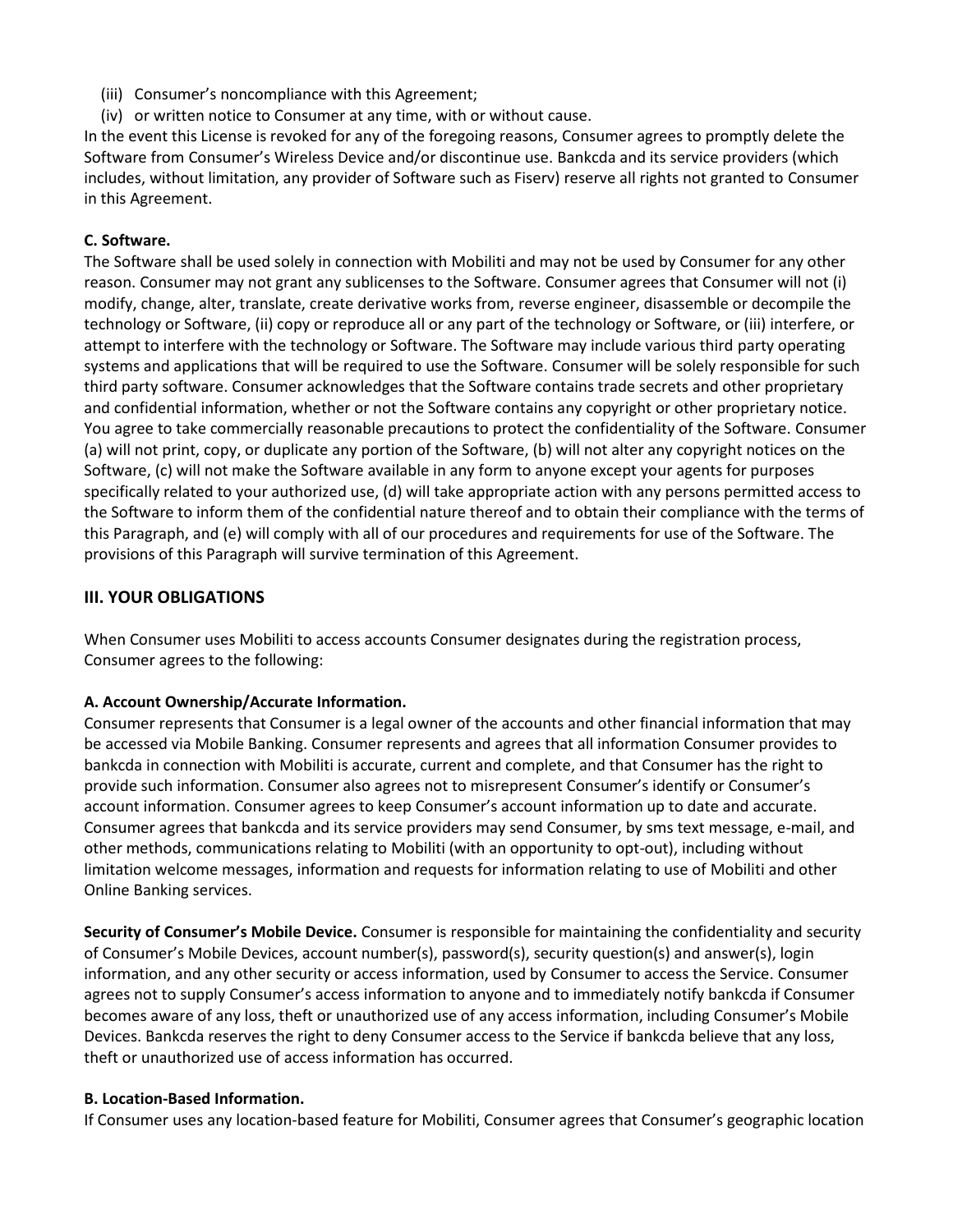(iii) Consumer's noncompliance with this Agreement;
(iv) or written notice to Consumer at any time, with or without cause.

In the event this License is revoked for any of the foregoing reasons, Consumer agrees to promptly delete the Software from Consumer's Wireless Device and/or discontinue use. Bankcda and its service providers (which includes, without limitation, any provider of Software such as Fiserv) reserve all rights not granted to Consumer in this Agreement.

**C. Software.**
The Software shall be used solely in connection with Mobiliti and may not be used by Consumer for any other reason. Consumer may not grant any sublicenses to the Software. Consumer agrees that Consumer will not (i) modify, change, alter, translate, create derivative works from, reverse engineer, disassemble or decompile the technology or Software, (ii) copy or reproduce all or any part of the technology or Software, or (iii) interfere, or attempt to interfere with the technology or Software. The Software may include various third party operating systems and applications that will be required to use the Software. Consumer will be solely responsible for such third party software. Consumer acknowledges that the Software contains trade secrets and other proprietary and confidential information, whether or not the Software contains any copyright or other proprietary notice. You agree to take commercially reasonable precautions to protect the confidentiality of the Software. Consumer (a) will not print, copy, or duplicate any portion of the Software, (b) will not alter any copyright notices on the Software, (c) will not make the Software available in any form to anyone except your agents for purposes specifically related to your authorized use, (d) will take appropriate action with any persons permitted access to the Software to inform them of the confidential nature thereof and to obtain their compliance with the terms of this Paragraph, and (e) will comply with all of our procedures and requirements for use of the Software. The provisions of this Paragraph will survive termination of this Agreement.

## III. YOUR OBLIGATIONS

When Consumer uses Mobiliti to access accounts Consumer designates during the registration process, Consumer agrees to the following:

**A. Account Ownership/Accurate Information.**
Consumer represents that Consumer is a legal owner of the accounts and other financial information that may be accessed via Mobile Banking. Consumer represents and agrees that all information Consumer provides to bankcda in connection with Mobiliti is accurate, current and complete, and that Consumer has the right to provide such information. Consumer also agrees not to misrepresent Consumer's identify or Consumer's account information. Consumer agrees to keep Consumer's account information up to date and accurate. Consumer agrees that bankcda and its service providers may send Consumer, by sms text message, e-mail, and other methods, communications relating to Mobiliti (with an opportunity to opt-out), including without limitation welcome messages, information and requests for information relating to use of Mobiliti and other Online Banking services.

**Security of Consumer's Mobile Device.** Consumer is responsible for maintaining the confidentiality and security of Consumer's Mobile Devices, account number(s), password(s), security question(s) and answer(s), login information, and any other security or access information, used by Consumer to access the Service. Consumer agrees not to supply Consumer's access information to anyone and to immediately notify bankcda if Consumer becomes aware of any loss, theft or unauthorized use of any access information, including Consumer's Mobile Devices. Bankcda reserves the right to deny Consumer access to the Service if bankcda believe that any loss, theft or unauthorized use of access information has occurred.

**B. Location-Based Information.**
If Consumer uses any location-based feature for Mobiliti, Consumer agrees that Consumer's geographic location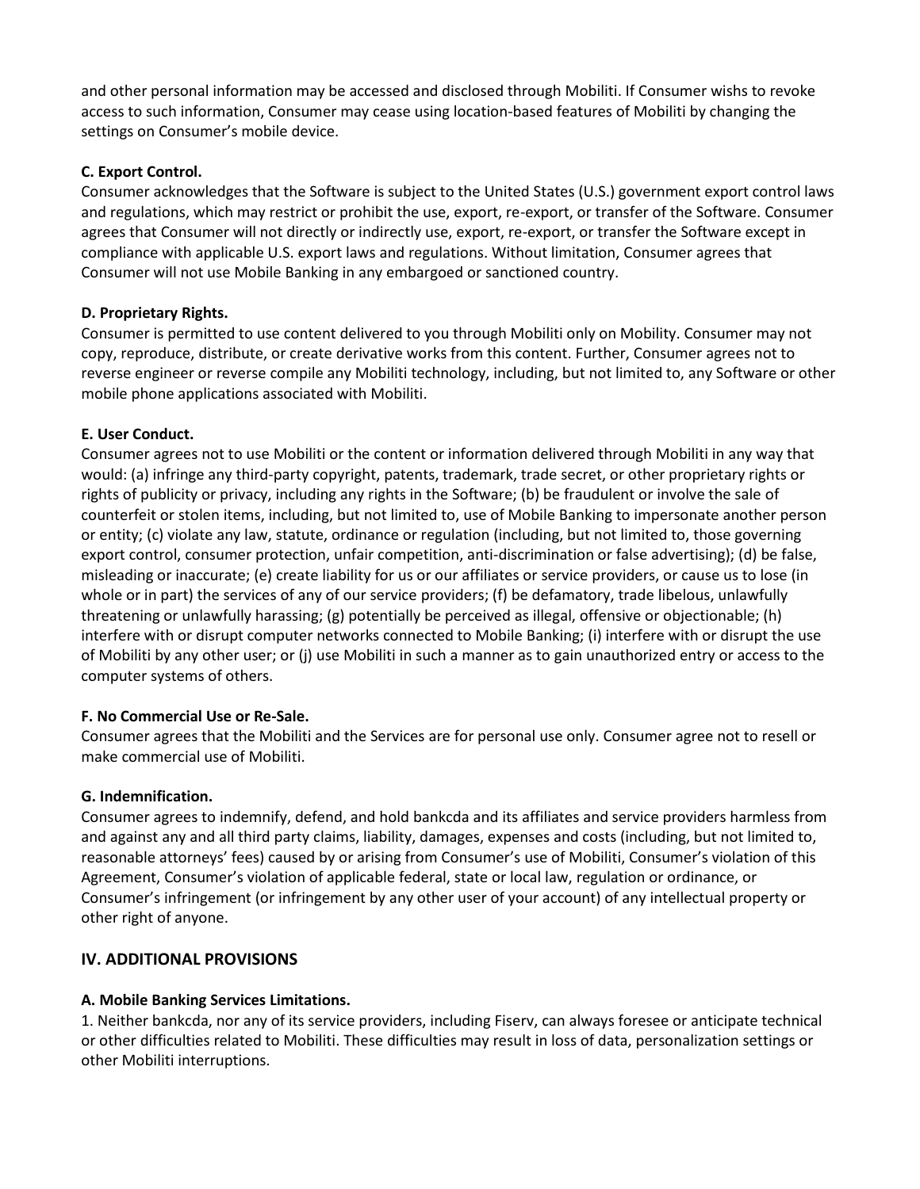and other personal information may be accessed and disclosed through Mobiliti. If Consumer wishs to revoke access to such information, Consumer may cease using location-based features of Mobiliti by changing the settings on Consumer's mobile device.

**C. Export Control.**

Consumer acknowledges that the Software is subject to the United States (U.S.) government export control laws and regulations, which may restrict or prohibit the use, export, re-export, or transfer of the Software. Consumer agrees that Consumer will not directly or indirectly use, export, re-export, or transfer the Software except in compliance with applicable U.S. export laws and regulations. Without limitation, Consumer agrees that Consumer will not use Mobile Banking in any embargoed or sanctioned country.

**D. Proprietary Rights.**

Consumer is permitted to use content delivered to you through Mobiliti only on Mobility. Consumer may not copy, reproduce, distribute, or create derivative works from this content. Further, Consumer agrees not to reverse engineer or reverse compile any Mobiliti technology, including, but not limited to, any Software or other mobile phone applications associated with Mobiliti.

**E. User Conduct.**

Consumer agrees not to use Mobiliti or the content or information delivered through Mobiliti in any way that would: (a) infringe any third-party copyright, patents, trademark, trade secret, or other proprietary rights or rights of publicity or privacy, including any rights in the Software; (b) be fraudulent or involve the sale of counterfeit or stolen items, including, but not limited to, use of Mobile Banking to impersonate another person or entity; (c) violate any law, statute, ordinance or regulation (including, but not limited to, those governing export control, consumer protection, unfair competition, anti-discrimination or false advertising); (d) be false, misleading or inaccurate; (e) create liability for us or our affiliates or service providers, or cause us to lose (in whole or in part) the services of any of our service providers; (f) be defamatory, trade libelous, unlawfully threatening or unlawfully harassing; (g) potentially be perceived as illegal, offensive or objectionable; (h) interfere with or disrupt computer networks connected to Mobile Banking; (i) interfere with or disrupt the use of Mobiliti by any other user; or (j) use Mobiliti in such a manner as to gain unauthorized entry or access to the computer systems of others.

**F. No Commercial Use or Re-Sale.**

Consumer agrees that the Mobiliti and the Services are for personal use only. Consumer agree not to resell or make commercial use of Mobiliti.

**G. Indemnification.**

Consumer agrees to indemnify, defend, and hold bankcda and its affiliates and service providers harmless from and against any and all third party claims, liability, damages, expenses and costs (including, but not limited to, reasonable attorneys' fees) caused by or arising from Consumer's use of Mobiliti, Consumer's violation of this Agreement, Consumer's violation of applicable federal, state or local law, regulation or ordinance, or Consumer's infringement (or infringement by any other user of your account) of any intellectual property or other right of anyone.

## IV. ADDITIONAL PROVISIONS

**A. Mobile Banking Services Limitations.**

1. Neither bankcda, nor any of its service providers, including Fiserv, can always foresee or anticipate technical or other difficulties related to Mobiliti. These difficulties may result in loss of data, personalization settings or other Mobiliti interruptions.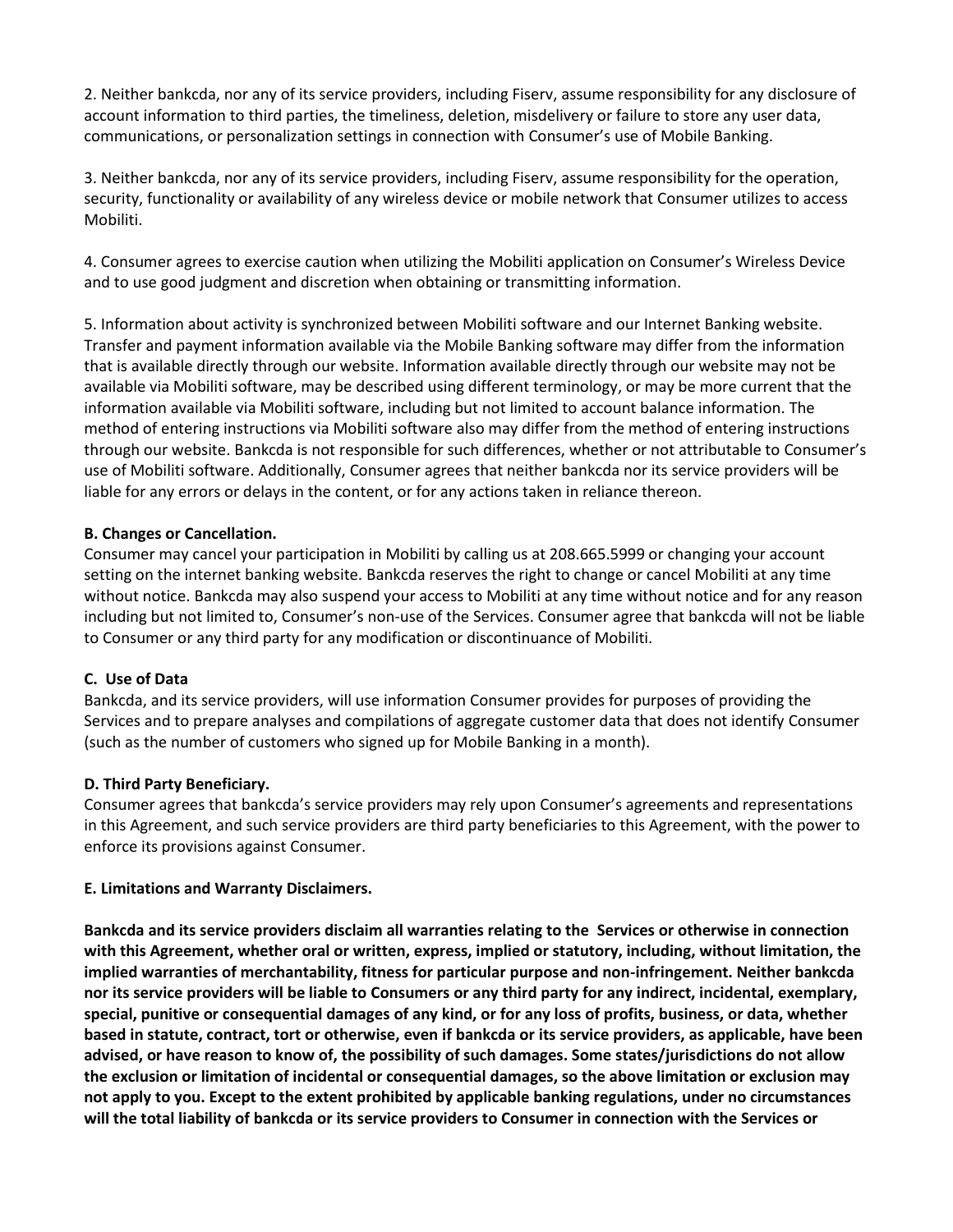2. Neither bankcda, nor any of its service providers, including Fiserv, assume responsibility for any disclosure of account information to third parties, the timeliness, deletion, misdelivery or failure to store any user data, communications, or personalization settings in connection with Consumer's use of Mobile Banking.

3. Neither bankcda, nor any of its service providers, including Fiserv, assume responsibility for the operation, security, functionality or availability of any wireless device or mobile network that Consumer utilizes to access Mobiliti.

4. Consumer agrees to exercise caution when utilizing the Mobiliti application on Consumer's Wireless Device and to use good judgment and discretion when obtaining or transmitting information.

5. Information about activity is synchronized between Mobiliti software and our Internet Banking website. Transfer and payment information available via the Mobile Banking software may differ from the information that is available directly through our website. Information available directly through our website may not be available via Mobiliti software, may be described using different terminology, or may be more current that the information available via Mobiliti software, including but not limited to account balance information. The method of entering instructions via Mobiliti software also may differ from the method of entering instructions through our website. Bankcda is not responsible for such differences, whether or not attributable to Consumer's use of Mobiliti software. Additionally, Consumer agrees that neither bankcda nor its service providers will be liable for any errors or delays in the content, or for any actions taken in reliance thereon.

**B. Changes or Cancellation.**
Consumer may cancel your participation in Mobiliti by calling us at 208.665.5999 or changing your account setting on the internet banking website. Bankcda reserves the right to change or cancel Mobiliti at any time without notice. Bankcda may also suspend your access to Mobiliti at any time without notice and for any reason including but not limited to, Consumer's non-use of the Services. Consumer agree that bankcda will not be liable to Consumer or any third party for any modification or discontinuance of Mobiliti.

**C. Use of Data**
Bankcda, and its service providers, will use information Consumer provides for purposes of providing the Services and to prepare analyses and compilations of aggregate customer data that does not identify Consumer (such as the number of customers who signed up for Mobile Banking in a month).

**D. Third Party Beneficiary.**
Consumer agrees that bankcda's service providers may rely upon Consumer's agreements and representations in this Agreement, and such service providers are third party beneficiaries to this Agreement, with the power to enforce its provisions against Consumer.

**E. Limitations and Warranty Disclaimers.**

**Bankcda and its service providers disclaim all warranties relating to the Services or otherwise in connection with this Agreement, whether oral or written, express, implied or statutory, including, without limitation, the implied warranties of merchantability, fitness for particular purpose and non-infringement. Neither bankcda nor its service providers will be liable to Consumers or any third party for any indirect, incidental, exemplary, special, punitive or consequential damages of any kind, or for any loss of profits, business, or data, whether based in statute, contract, tort or otherwise, even if bankcda or its service providers, as applicable, have been advised, or have reason to know of, the possibility of such damages. Some states/jurisdictions do not allow the exclusion or limitation of incidental or consequential damages, so the above limitation or exclusion may not apply to you. Except to the extent prohibited by applicable banking regulations, under no circumstances will the total liability of bankcda or its service providers to Consumer in connection with the Services or**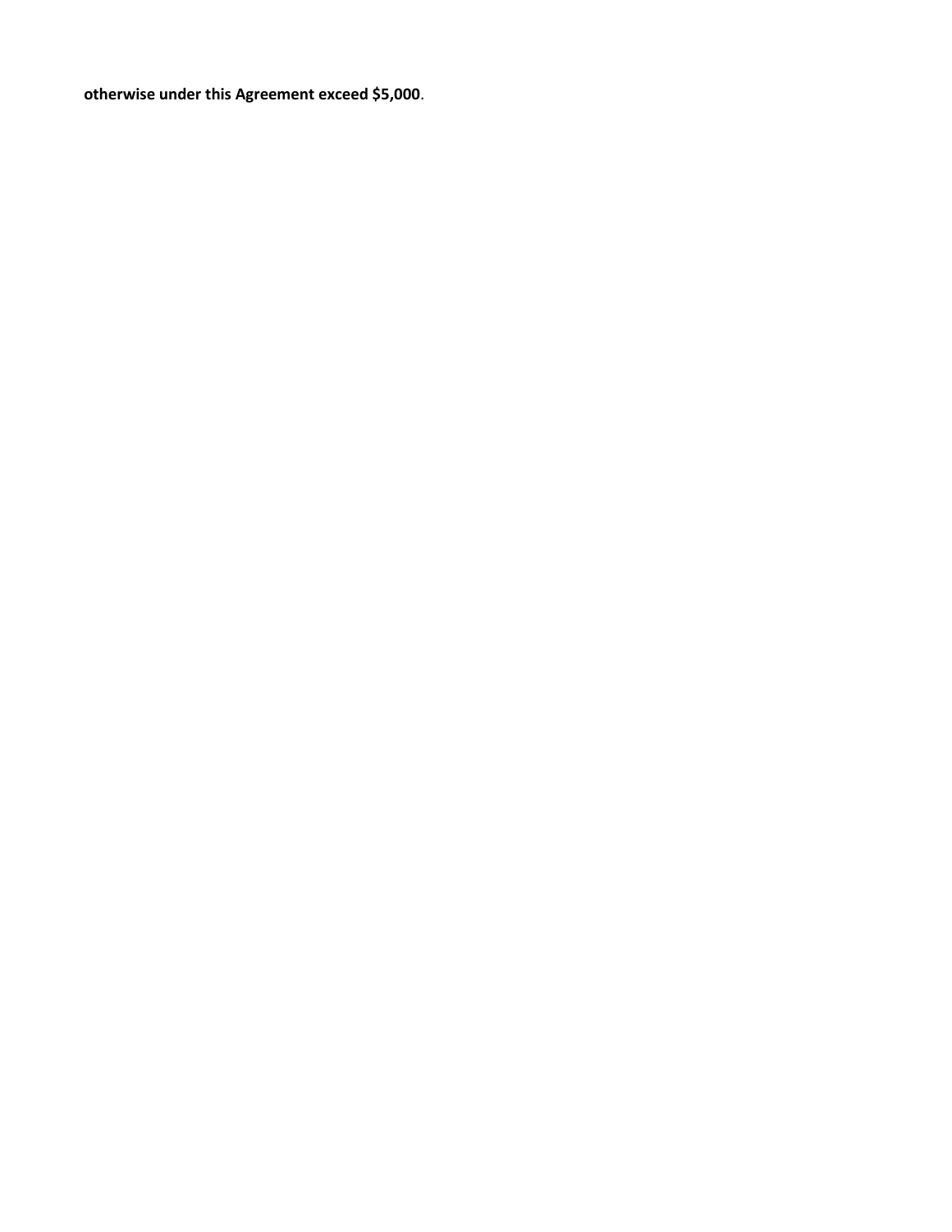**otherwise under this Agreement exceed $5,000**.